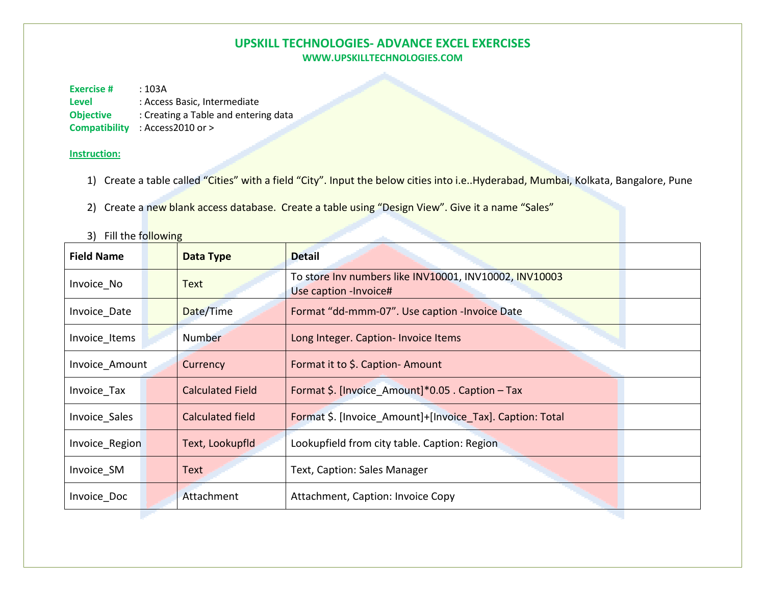# UPSKILL TECHNOLOGIES- ADVANCE EXCEL EXERCISES

**WWW.UPSKILLTECHNOLOGIES.COM**

**Exercise #** : 103A
**Level** : Access Basic, Intermediate
**Objective** : Creating a Table and entering data
**Compatibility** : Access2010 or >

**Instruction:**

1) Create a table called "Cities" with a field "City". Input the below cities into i.e..Hyderabad, Mumbai, Kolkata, Bangalore, Pune

2) Create a new blank access database. Create a table using "Design View". Give it a name "Sales"

3) Fill the following

| Field Name | Data Type | Detail |
|---|---|---|
| Invoice_No | Text | To store Inv numbers like INV10001, INV10002, INV10003<br>Use caption -Invoice# |
| Invoice_Date | Date/Time | Format "dd-mmm-07". Use caption -Invoice Date |
| Invoice_Items | Number | Long Integer. Caption- Invoice Items |
| Invoice_Amount | Currency | Format it to $. Caption- Amount |
| Invoice_Tax | Calculated Field | Format $. [Invoice_Amount]*0.05 . Caption – Tax |
| Invoice_Sales | Calculated field | Format $. [Invoice_Amount]+[Invoice_Tax]. Caption: Total |
| Invoice_Region | Text, Lookupfld | Lookupfield from city table. Caption: Region |
| Invoice_SM | Text | Text, Caption: Sales Manager |
| Invoice_Doc | Attachment | Attachment, Caption: Invoice Copy |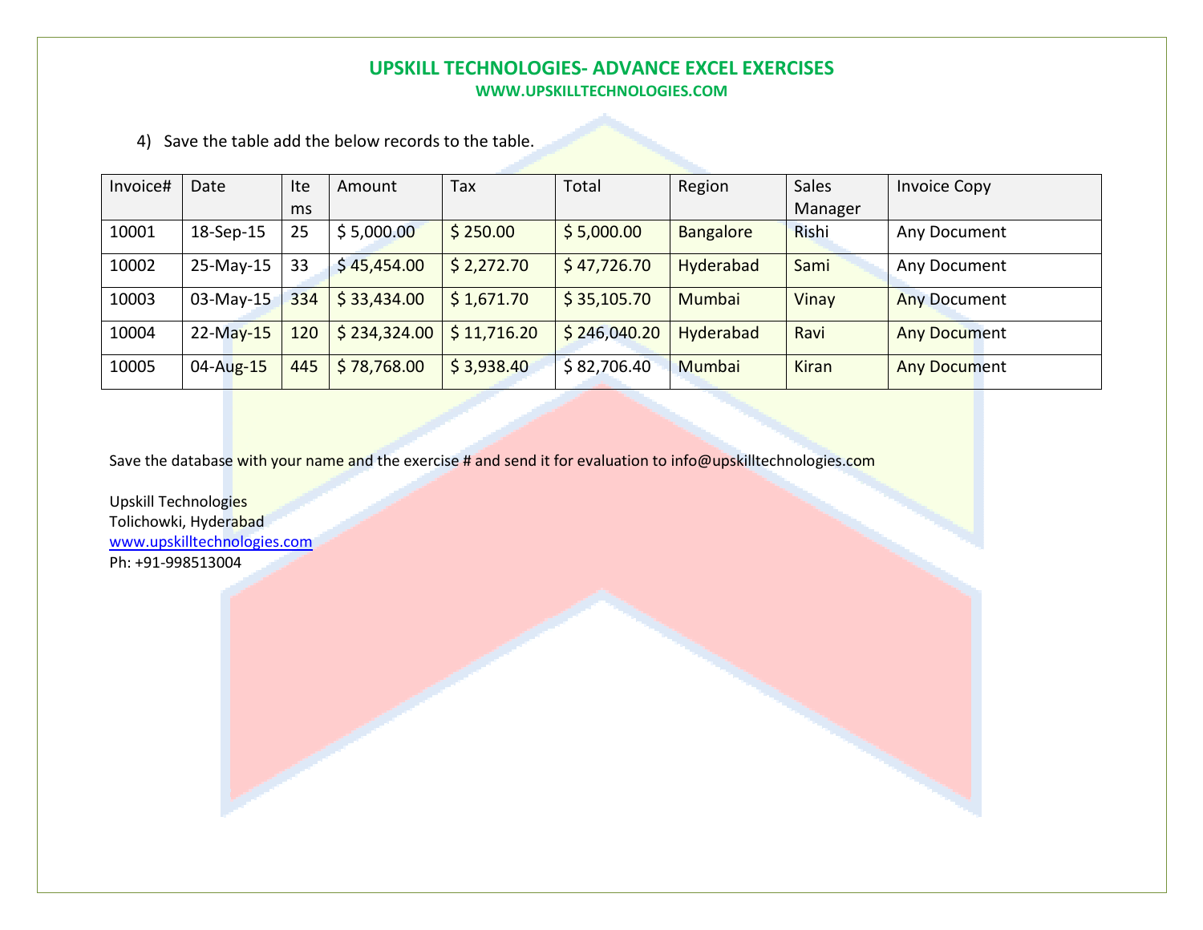**UPSKILL TECHNOLOGIES- ADVANCE EXCEL EXERCISES**

**WWW.UPSKILLTECHNOLOGIES.COM**

4) Save the table add the below records to the table.

| Invoice# | Date | Items | Amount | Tax | Total | Region | Sales Manager | Invoice Copy |
|---|---|---|---|---|---|---|---|---|
| 10001 | 18-Sep-15 | 25 | $ 5,000.00 | $ 250.00 | $ 5,000.00 | Bangalore | Rishi | Any Document |
| 10002 | 25-May-15 | 33 | $ 45,454.00 | $ 2,272.70 | $ 47,726.70 | Hyderabad | Sami | Any Document |
| 10003 | 03-May-15 | 334 | $ 33,434.00 | $ 1,671.70 | $ 35,105.70 | Mumbai | Vinay | Any Document |
| 10004 | 22-May-15 | 120 | $ 234,324.00 | $ 11,716.20 | $ 246,040.20 | Hyderabad | Ravi | Any Document |
| 10005 | 04-Aug-15 | 445 | $ 78,768.00 | $ 3,938.40 | $ 82,706.40 | Mumbai | Kiran | Any Document |

Save the database with your name and the exercise # and send it for evaluation to info@upskilltechnologies.com

Upskill Technologies
Tolichowki, Hyderabad
[www.upskilltechnologies.com](http://www.upskilltechnologies.com)
Ph: +91-998513004